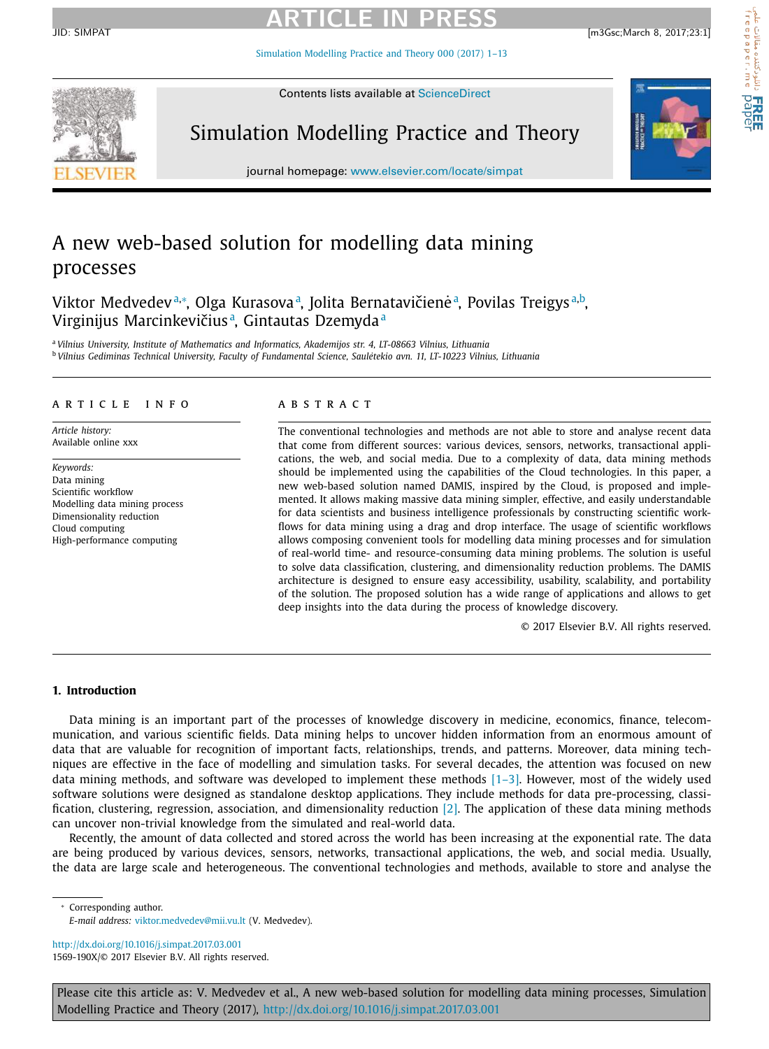# A new web-based solution for modelling data mining processes

Viktor Medvedev[a,*], Olga Kurasova[a], Jolita Bernatavičienė[a], Povilas Treigys[a,b], Virginijus Marcinkevičius[a], Gintautas Dzemyda[a]

[a] *Vilnius University, Institute of Mathematics and Informatics, Akademijos str. 4, LT-08663 Vilnius, Lithuania*
[b] *Vilnius Gediminas Technical University, Faculty of Fundamental Science, Saulėtekio avn. 11, LT-10223 Vilnius, Lithuania*

## ARTICLE INFO

*Article history:*
Available online xxx

*Keywords:*
Data mining
Scientific workflow
Modelling data mining process
Dimensionality reduction
Cloud computing
High-performance computing

## ABSTRACT

The conventional technologies and methods are not able to store and analyse recent data that come from different sources: various devices, sensors, networks, transactional applications, the web, and social media. Due to a complexity of data, data mining methods should be implemented using the capabilities of the Cloud technologies. In this paper, a new web-based solution named DAMIS, inspired by the Cloud, is proposed and implemented. It allows making massive data mining simpler, effective, and easily understandable for data scientists and business intelligence professionals by constructing scientific workflows for data mining using a drag and drop interface. The usage of scientific workflows allows composing convenient tools for modelling data mining processes and for simulation of real-world time- and resource-consuming data mining problems. The solution is useful to solve data classification, clustering, and dimensionality reduction problems. The DAMIS architecture is designed to ensure easy accessibility, usability, scalability, and portability of the solution. The proposed solution has a wide range of applications and allows to get deep insights into the data during the process of knowledge discovery.

© 2017 Elsevier B.V. All rights reserved.

## 1. Introduction

Data mining is an important part of the processes of knowledge discovery in medicine, economics, finance, telecommunication, and various scientific fields. Data mining helps to uncover hidden information from an enormous amount of data that are valuable for recognition of important facts, relationships, trends, and patterns. Moreover, data mining techniques are effective in the face of modelling and simulation tasks. For several decades, the attention was focused on new data mining methods, and software was developed to implement these methods [1–3]. However, most of the widely used software solutions were designed as standalone desktop applications. They include methods for data pre-processing, classification, clustering, regression, association, and dimensionality reduction [2]. The application of these data mining methods can uncover non-trivial knowledge from the simulated and real-world data.

Recently, the amount of data collected and stored across the world has been increasing at the exponential rate. The data are being produced by various devices, sensors, networks, transactional applications, the web, and social media. Usually, the data are large scale and heterogeneous. The conventional technologies and methods, available to store and analyse the

---

* Corresponding author.
*E-mail address:* viktor.medvedev@mii.vu.lt (V. Medvedev).

http://dx.doi.org/10.1016/j.simpat.2017.03.001
1569-190X/© 2017 Elsevier B.V. All rights reserved.

Please cite this article as: V. Medvedev et al., A new web-based solution for modelling data mining processes, Simulation Modelling Practice and Theory (2017), http://dx.doi.org/10.1016/j.simpat.2017.03.001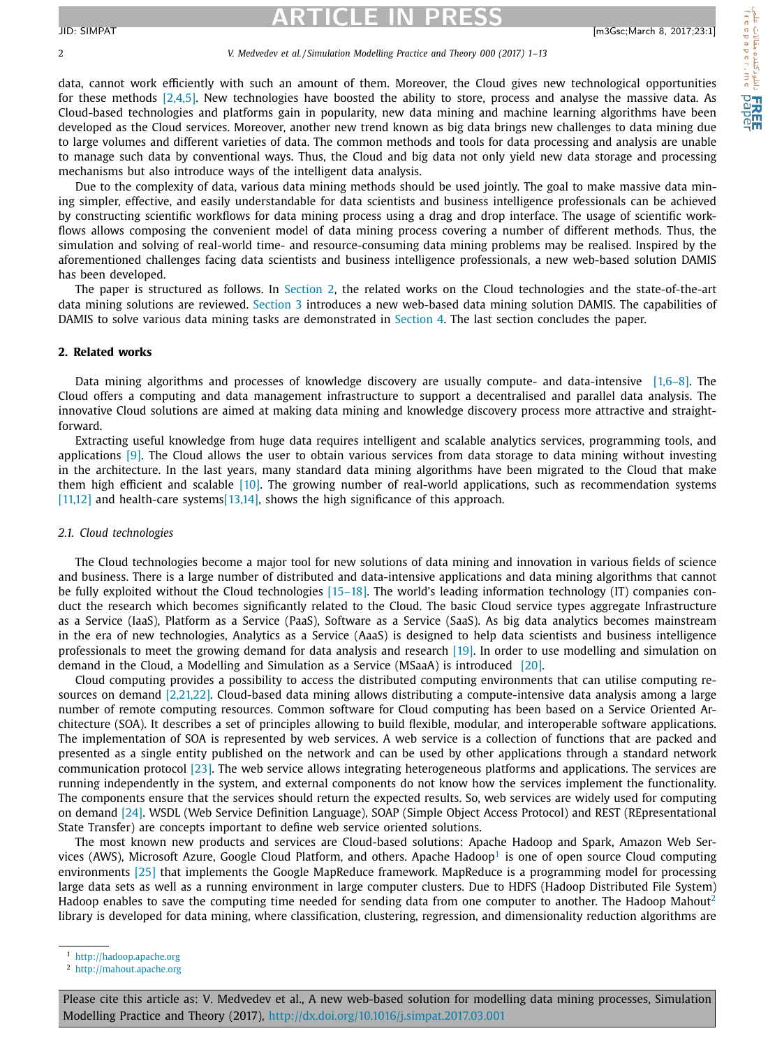data, cannot work efficiently with such an amount of them. Moreover, the Cloud gives new technological opportunities for these methods [2,4,5]. New technologies have boosted the ability to store, process and analyse the massive data. As Cloud-based technologies and platforms gain in popularity, new data mining and machine learning algorithms have been developed as the Cloud services. Moreover, another new trend known as big data brings new challenges to data mining due to large volumes and different varieties of data. The common methods and tools for data processing and analysis are unable to manage such data by conventional ways. Thus, the Cloud and big data not only yield new data storage and processing mechanisms but also introduce ways of the intelligent data analysis.

Due to the complexity of data, various data mining methods should be used jointly. The goal to make massive data mining simpler, effective, and easily understandable for data scientists and business intelligence professionals can be achieved by constructing scientific workflows for data mining process using a drag and drop interface. The usage of scientific workflows allows composing the convenient model of data mining process covering a number of different methods. Thus, the simulation and solving of real-world time- and resource-consuming data mining problems may be realised. Inspired by the aforementioned challenges facing data scientists and business intelligence professionals, a new web-based solution DAMIS has been developed.

The paper is structured as follows. In Section 2, the related works on the Cloud technologies and the state-of-the-art data mining solutions are reviewed. Section 3 introduces a new web-based data mining solution DAMIS. The capabilities of DAMIS to solve various data mining tasks are demonstrated in Section 4. The last section concludes the paper.

## 2. Related works

Data mining algorithms and processes of knowledge discovery are usually compute- and data-intensive [1,6–8]. The Cloud offers a computing and data management infrastructure to support a decentralised and parallel data analysis. The innovative Cloud solutions are aimed at making data mining and knowledge discovery process more attractive and straightforward.

Extracting useful knowledge from huge data requires intelligent and scalable analytics services, programming tools, and applications [9]. The Cloud allows the user to obtain various services from data storage to data mining without investing in the architecture. In the last years, many standard data mining algorithms have been migrated to the Cloud that make them high efficient and scalable [10]. The growing number of real-world applications, such as recommendation systems [11,12] and health-care systems[13,14], shows the high significance of this approach.

### 2.1. Cloud technologies

The Cloud technologies become a major tool for new solutions of data mining and innovation in various fields of science and business. There is a large number of distributed and data-intensive applications and data mining algorithms that cannot be fully exploited without the Cloud technologies [15–18]. The world's leading information technology (IT) companies conduct the research which becomes significantly related to the Cloud. The basic Cloud service types aggregate Infrastructure as a Service (IaaS), Platform as a Service (PaaS), Software as a Service (SaaS). As big data analytics becomes mainstream in the era of new technologies, Analytics as a Service (AaaS) is designed to help data scientists and business intelligence professionals to meet the growing demand for data analysis and research [19]. In order to use modelling and simulation on demand in the Cloud, a Modelling and Simulation as a Service (MSaaA) is introduced [20].

Cloud computing provides a possibility to access the distributed computing environments that can utilise computing resources on demand [2,21,22]. Cloud-based data mining allows distributing a compute-intensive data analysis among a large number of remote computing resources. Common software for Cloud computing has been based on a Service Oriented Architecture (SOA). It describes a set of principles allowing to build flexible, modular, and interoperable software applications. The implementation of SOA is represented by web services. A web service is a collection of functions that are packed and presented as a single entity published on the network and can be used by other applications through a standard network communication protocol [23]. The web service allows integrating heterogeneous platforms and applications. The services are running independently in the system, and external components do not know how the services implement the functionality. The components ensure that the services should return the expected results. So, web services are widely used for computing on demand [24]. WSDL (Web Service Definition Language), SOAP (Simple Object Access Protocol) and REST (REpresentational State Transfer) are concepts important to define web service oriented solutions.

The most known new products and services are Cloud-based solutions: Apache Hadoop and Spark, Amazon Web Services (AWS), Microsoft Azure, Google Cloud Platform, and others. Apache Hadoop[1] is one of open source Cloud computing environments [25] that implements the Google MapReduce framework. MapReduce is a programming model for processing large data sets as well as a running environment in large computer clusters. Due to HDFS (Hadoop Distributed File System) Hadoop enables to save the computing time needed for sending data from one computer to another. The Hadoop Mahout[2] library is developed for data mining, where classification, clustering, regression, and dimensionality reduction algorithms are

[1] http://hadoop.apache.org

[2] http://mahout.apache.org

Please cite this article as: V. Medvedev et al., A new web-based solution for modelling data mining processes, Simulation Modelling Practice and Theory (2017), http://dx.doi.org/10.1016/j.simpat.2017.03.001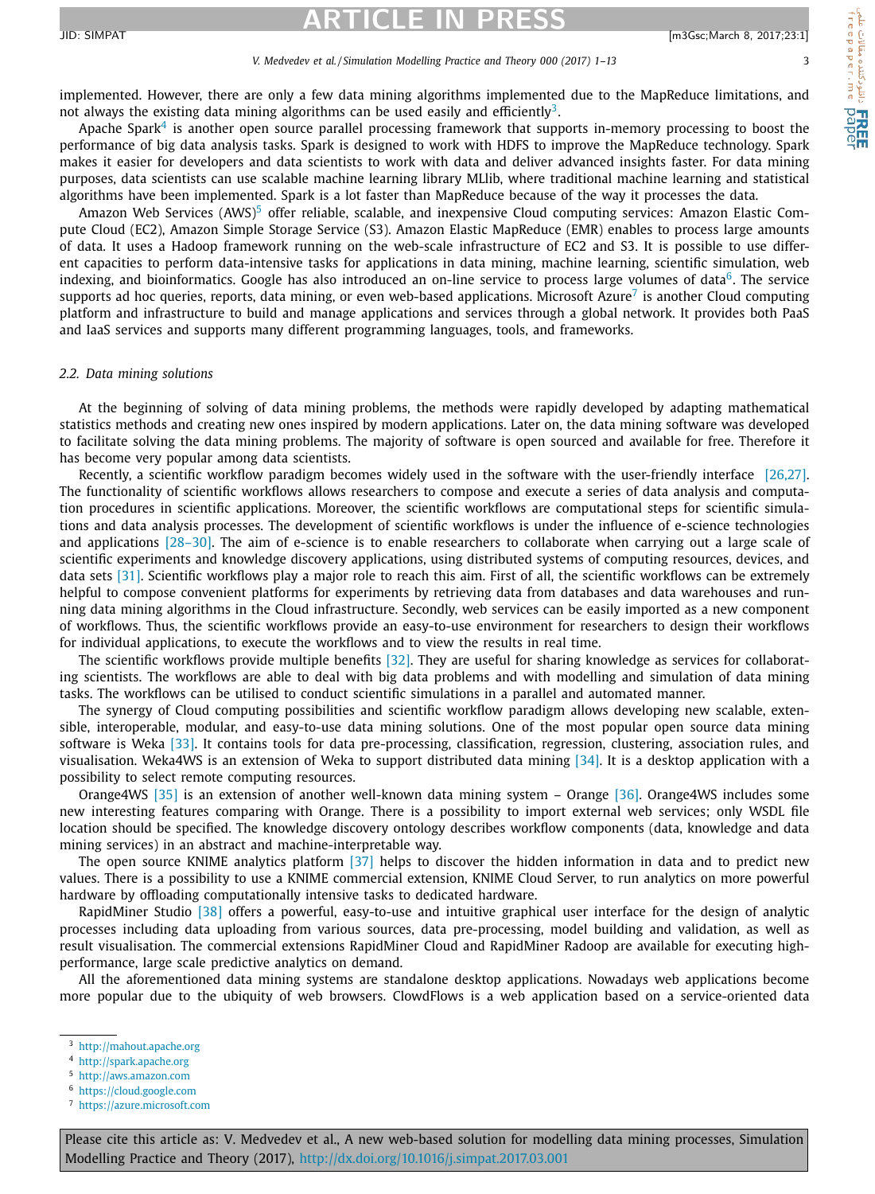implemented. However, there are only a few data mining algorithms implemented due to the MapReduce limitations, and not always the existing data mining algorithms can be used easily and efficiently[3].

Apache Spark[4] is another open source parallel processing framework that supports in-memory processing to boost the performance of big data analysis tasks. Spark is designed to work with HDFS to improve the MapReduce technology. Spark makes it easier for developers and data scientists to work with data and deliver advanced insights faster. For data mining purposes, data scientists can use scalable machine learning library MLlib, where traditional machine learning and statistical algorithms have been implemented. Spark is a lot faster than MapReduce because of the way it processes the data.

Amazon Web Services (AWS)[5] offer reliable, scalable, and inexpensive Cloud computing services: Amazon Elastic Compute Cloud (EC2), Amazon Simple Storage Service (S3). Amazon Elastic MapReduce (EMR) enables to process large amounts of data. It uses a Hadoop framework running on the web-scale infrastructure of EC2 and S3. It is possible to use different capacities to perform data-intensive tasks for applications in data mining, machine learning, scientific simulation, web indexing, and bioinformatics. Google has also introduced an on-line service to process large volumes of data[6]. The service supports ad hoc queries, reports, data mining, or even web-based applications. Microsoft Azure[7] is another Cloud computing platform and infrastructure to build and manage applications and services through a global network. It provides both PaaS and IaaS services and supports many different programming languages, tools, and frameworks.

### *2.2. Data mining solutions*

At the beginning of solving of data mining problems, the methods were rapidly developed by adapting mathematical statistics methods and creating new ones inspired by modern applications. Later on, the data mining software was developed to facilitate solving the data mining problems. The majority of software is open sourced and available for free. Therefore it has become very popular among data scientists.

Recently, a scientific workflow paradigm becomes widely used in the software with the user-friendly interface [26,27]. The functionality of scientific workflows allows researchers to compose and execute a series of data analysis and computation procedures in scientific applications. Moreover, the scientific workflows are computational steps for scientific simulations and data analysis processes. The development of scientific workflows is under the influence of e-science technologies and applications [28–30]. The aim of e-science is to enable researchers to collaborate when carrying out a large scale of scientific experiments and knowledge discovery applications, using distributed systems of computing resources, devices, and data sets [31]. Scientific workflows play a major role to reach this aim. First of all, the scientific workflows can be extremely helpful to compose convenient platforms for experiments by retrieving data from databases and data warehouses and running data mining algorithms in the Cloud infrastructure. Secondly, web services can be easily imported as a new component of workflows. Thus, the scientific workflows provide an easy-to-use environment for researchers to design their workflows for individual applications, to execute the workflows and to view the results in real time.

The scientific workflows provide multiple benefits [32]. They are useful for sharing knowledge as services for collaborating scientists. The workflows are able to deal with big data problems and with modelling and simulation of data mining tasks. The workflows can be utilised to conduct scientific simulations in a parallel and automated manner.

The synergy of Cloud computing possibilities and scientific workflow paradigm allows developing new scalable, extensible, interoperable, modular, and easy-to-use data mining solutions. One of the most popular open source data mining software is Weka [33]. It contains tools for data pre-processing, classification, regression, clustering, association rules, and visualisation. Weka4WS is an extension of Weka to support distributed data mining [34]. It is a desktop application with a possibility to select remote computing resources.

Orange4WS [35] is an extension of another well-known data mining system – Orange [36]. Orange4WS includes some new interesting features comparing with Orange. There is a possibility to import external web services; only WSDL file location should be specified. The knowledge discovery ontology describes workflow components (data, knowledge and data mining services) in an abstract and machine-interpretable way.

The open source KNIME analytics platform [37] helps to discover the hidden information in data and to predict new values. There is a possibility to use a KNIME commercial extension, KNIME Cloud Server, to run analytics on more powerful hardware by offloading computationally intensive tasks to dedicated hardware.

RapidMiner Studio [38] offers a powerful, easy-to-use and intuitive graphical user interface for the design of analytic processes including data uploading from various sources, data pre-processing, model building and validation, as well as result visualisation. The commercial extensions RapidMiner Cloud and RapidMiner Radoop are available for executing high-performance, large scale predictive analytics on demand.

All the aforementioned data mining systems are standalone desktop applications. Nowadays web applications become more popular due to the ubiquity of web browsers. ClowdFlows is a web application based on a service-oriented data

---

[3] http://mahout.apache.org

[4] http://spark.apache.org

[5] http://aws.amazon.com

[6] https://cloud.google.com

[7] https://azure.microsoft.com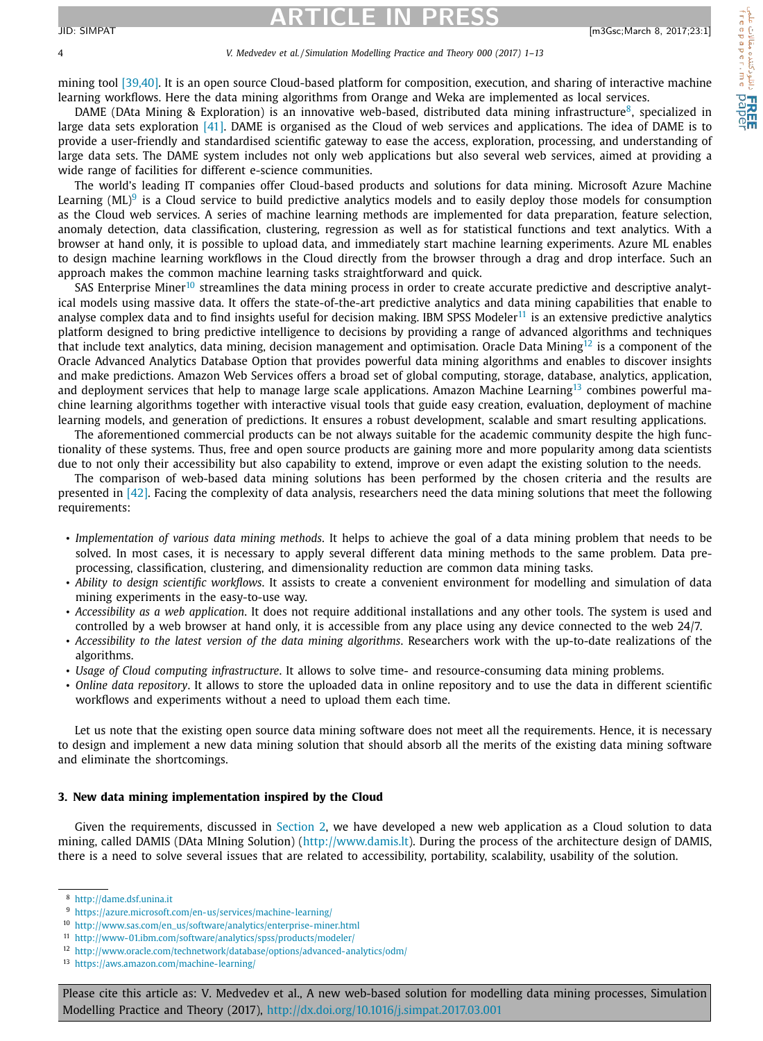mining tool [39,40]. It is an open source Cloud-based platform for composition, execution, and sharing of interactive machine learning workflows. Here the data mining algorithms from Orange and Weka are implemented as local services.

DAME (DAta Mining & Exploration) is an innovative web-based, distributed data mining infrastructure[8], specialized in large data sets exploration [41]. DAME is organised as the Cloud of web services and applications. The idea of DAME is to provide a user-friendly and standardised scientific gateway to ease the access, exploration, processing, and understanding of large data sets. The DAME system includes not only web applications but also several web services, aimed at providing a wide range of facilities for different e-science communities.

The world's leading IT companies offer Cloud-based products and solutions for data mining. Microsoft Azure Machine Learning (ML)[9] is a Cloud service to build predictive analytics models and to easily deploy those models for consumption as the Cloud web services. A series of machine learning methods are implemented for data preparation, feature selection, anomaly detection, data classification, clustering, regression as well as for statistical functions and text analytics. With a browser at hand only, it is possible to upload data, and immediately start machine learning experiments. Azure ML enables to design machine learning workflows in the Cloud directly from the browser through a drag and drop interface. Such an approach makes the common machine learning tasks straightforward and quick.

SAS Enterprise Miner[10] streamlines the data mining process in order to create accurate predictive and descriptive analytical models using massive data. It offers the state-of-the-art predictive analytics and data mining capabilities that enable to analyse complex data and to find insights useful for decision making. IBM SPSS Modeler[11] is an extensive predictive analytics platform designed to bring predictive intelligence to decisions by providing a range of advanced algorithms and techniques that include text analytics, data mining, decision management and optimisation. Oracle Data Mining[12] is a component of the Oracle Advanced Analytics Database Option that provides powerful data mining algorithms and enables to discover insights and make predictions. Amazon Web Services offers a broad set of global computing, storage, database, analytics, application, and deployment services that help to manage large scale applications. Amazon Machine Learning[13] combines powerful machine learning algorithms together with interactive visual tools that guide easy creation, evaluation, deployment of machine learning models, and generation of predictions. It ensures a robust development, scalable and smart resulting applications.

The aforementioned commercial products can be not always suitable for the academic community despite the high functionality of these systems. Thus, free and open source products are gaining more and more popularity among data scientists due to not only their accessibility but also capability to extend, improve or even adapt the existing solution to the needs.

The comparison of web-based data mining solutions has been performed by the chosen criteria and the results are presented in [42]. Facing the complexity of data analysis, researchers need the data mining solutions that meet the following requirements:

- *Implementation of various data mining methods*. It helps to achieve the goal of a data mining problem that needs to be solved. In most cases, it is necessary to apply several different data mining methods to the same problem. Data preprocessing, classification, clustering, and dimensionality reduction are common data mining tasks.
- *Ability to design scientific workflows*. It assists to create a convenient environment for modelling and simulation of data mining experiments in the easy-to-use way.
- *Accessibility as a web application*. It does not require additional installations and any other tools. The system is used and controlled by a web browser at hand only, it is accessible from any place using any device connected to the web 24/7.
- *Accessibility to the latest version of the data mining algorithms*. Researchers work with the up-to-date realizations of the algorithms.
- *Usage of Cloud computing infrastructure*. It allows to solve time- and resource-consuming data mining problems.
- *Online data repository*. It allows to store the uploaded data in online repository and to use the data in different scientific workflows and experiments without a need to upload them each time.

Let us note that the existing open source data mining software does not meet all the requirements. Hence, it is necessary to design and implement a new data mining solution that should absorb all the merits of the existing data mining software and eliminate the shortcomings.

## 3. New data mining implementation inspired by the Cloud

Given the requirements, discussed in Section 2, we have developed a new web application as a Cloud solution to data mining, called DAMIS (DAta MIning Solution) (http://www.damis.lt). During the process of the architecture design of DAMIS, there is a need to solve several issues that are related to accessibility, portability, scalability, usability of the solution.

---

[8] http://dame.dsf.unina.it

[9] https://azure.microsoft.com/en-us/services/machine-learning/

[10] http://www.sas.com/en_us/software/analytics/enterprise-miner.html

[11] http://www-01.ibm.com/software/analytics/spss/products/modeler/

[12] http://www.oracle.com/technetwork/database/options/advanced-analytics/odm/

[13] https://aws.amazon.com/machine-learning/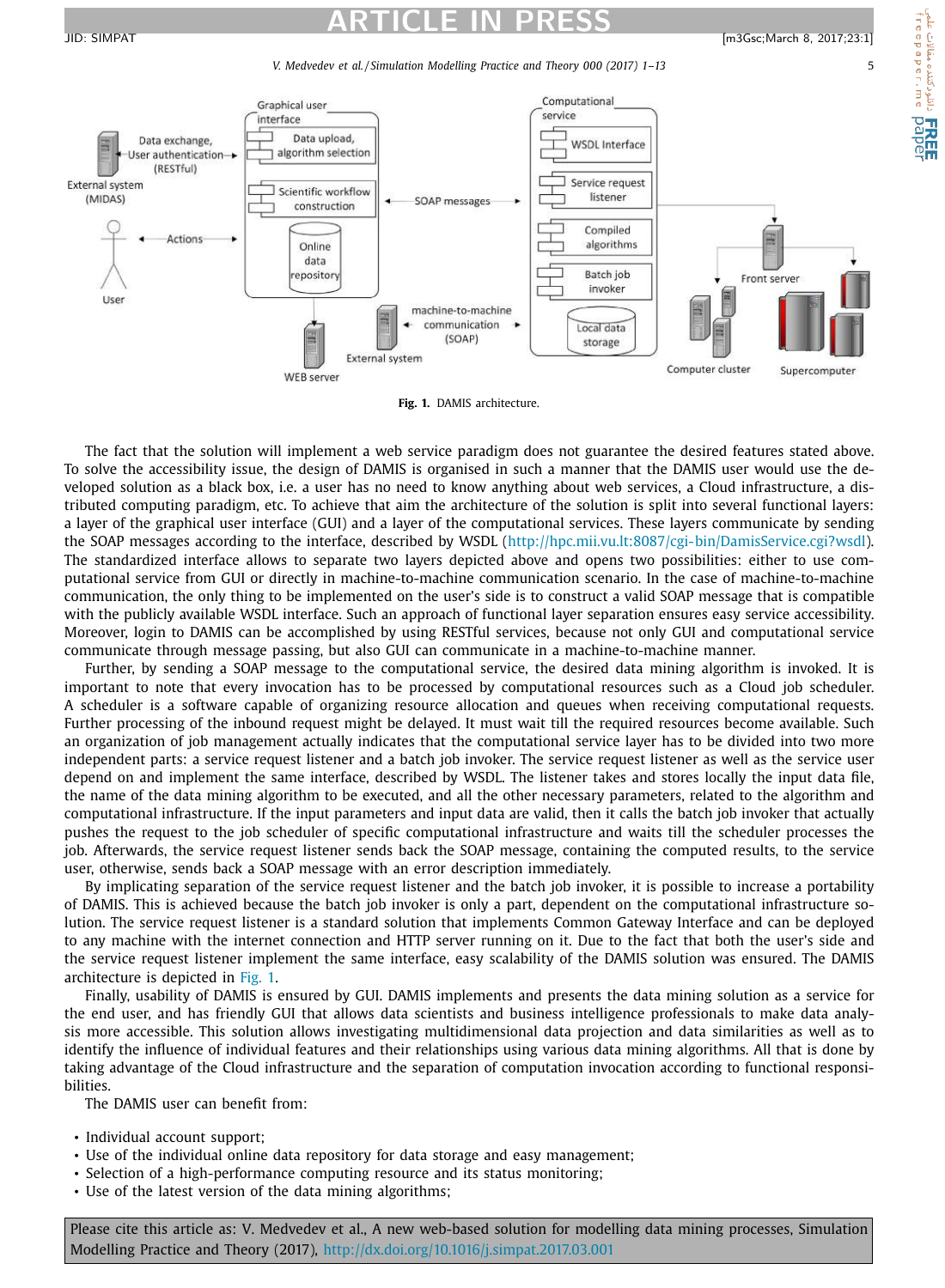Graphical user interface

Data upload, algorithm selection

Scientific workflow construction

Online data repository

Data exchange, User authentication (RESTful)

External system (MIDAS)

Actions

User

WEB server

SOAP messages

machine-to-machine communication (SOAP)

External system

Computational service

WSDL Interface

Service request listener

Compiled algorithms

Batch job invoker

Local data storage

Front server

Computer cluster

Supercomputer

**Fig. 1.** DAMIS architecture.

The fact that the solution will implement a web service paradigm does not guarantee the desired features stated above. To solve the accessibility issue, the design of DAMIS is organised in such a manner that the DAMIS user would use the developed solution as a black box, i.e. a user has no need to know anything about web services, a Cloud infrastructure, a distributed computing paradigm, etc. To achieve that aim the architecture of the solution is split into several functional layers: a layer of the graphical user interface (GUI) and a layer of the computational services. These layers communicate by sending the SOAP messages according to the interface, described by WSDL (http://hpc.mii.vu.lt:8087/cgi-bin/DamisService.cgi?wsdl). The standardized interface allows to separate two layers depicted above and opens two possibilities: either to use computational service from GUI or directly in machine-to-machine communication scenario. In the case of machine-to-machine communication, the only thing to be implemented on the user's side is to construct a valid SOAP message that is compatible with the publicly available WSDL interface. Such an approach of functional layer separation ensures easy service accessibility. Moreover, login to DAMIS can be accomplished by using RESTful services, because not only GUI and computational service communicate through message passing, but also GUI can communicate in a machine-to-machine manner.

Further, by sending a SOAP message to the computational service, the desired data mining algorithm is invoked. It is important to note that every invocation has to be processed by computational resources such as a Cloud job scheduler. A scheduler is a software capable of organizing resource allocation and queues when receiving computational requests. Further processing of the inbound request might be delayed. It must wait till the required resources become available. Such an organization of job management actually indicates that the computational service layer has to be divided into two more independent parts: a service request listener and a batch job invoker. The service request listener as well as the service user depend on and implement the same interface, described by WSDL. The listener takes and stores locally the input data file, the name of the data mining algorithm to be executed, and all the other necessary parameters, related to the algorithm and computational infrastructure. If the input parameters and input data are valid, then it calls the batch job invoker that actually pushes the request to the job scheduler of specific computational infrastructure and waits till the scheduler processes the job. Afterwards, the service request listener sends back the SOAP message, containing the computed results, to the service user, otherwise, sends back a SOAP message with an error description immediately.

By implicating separation of the service request listener and the batch job invoker, it is possible to increase a portability of DAMIS. This is achieved because the batch job invoker is only a part, dependent on the computational infrastructure solution. The service request listener is a standard solution that implements Common Gateway Interface and can be deployed to any machine with the internet connection and HTTP server running on it. Due to the fact that both the user's side and the service request listener implement the same interface, easy scalability of the DAMIS solution was ensured. The DAMIS architecture is depicted in Fig. 1.

Finally, usability of DAMIS is ensured by GUI. DAMIS implements and presents the data mining solution as a service for the end user, and has friendly GUI that allows data scientists and business intelligence professionals to make data analysis more accessible. This solution allows investigating multidimensional data projection and data similarities as well as to identify the influence of individual features and their relationships using various data mining algorithms. All that is done by taking advantage of the Cloud infrastructure and the separation of computation invocation according to functional responsibilities.

The DAMIS user can benefit from:

- Individual account support;
- Use of the individual online data repository for data storage and easy management;
- Selection of a high-performance computing resource and its status monitoring;
- Use of the latest version of the data mining algorithms;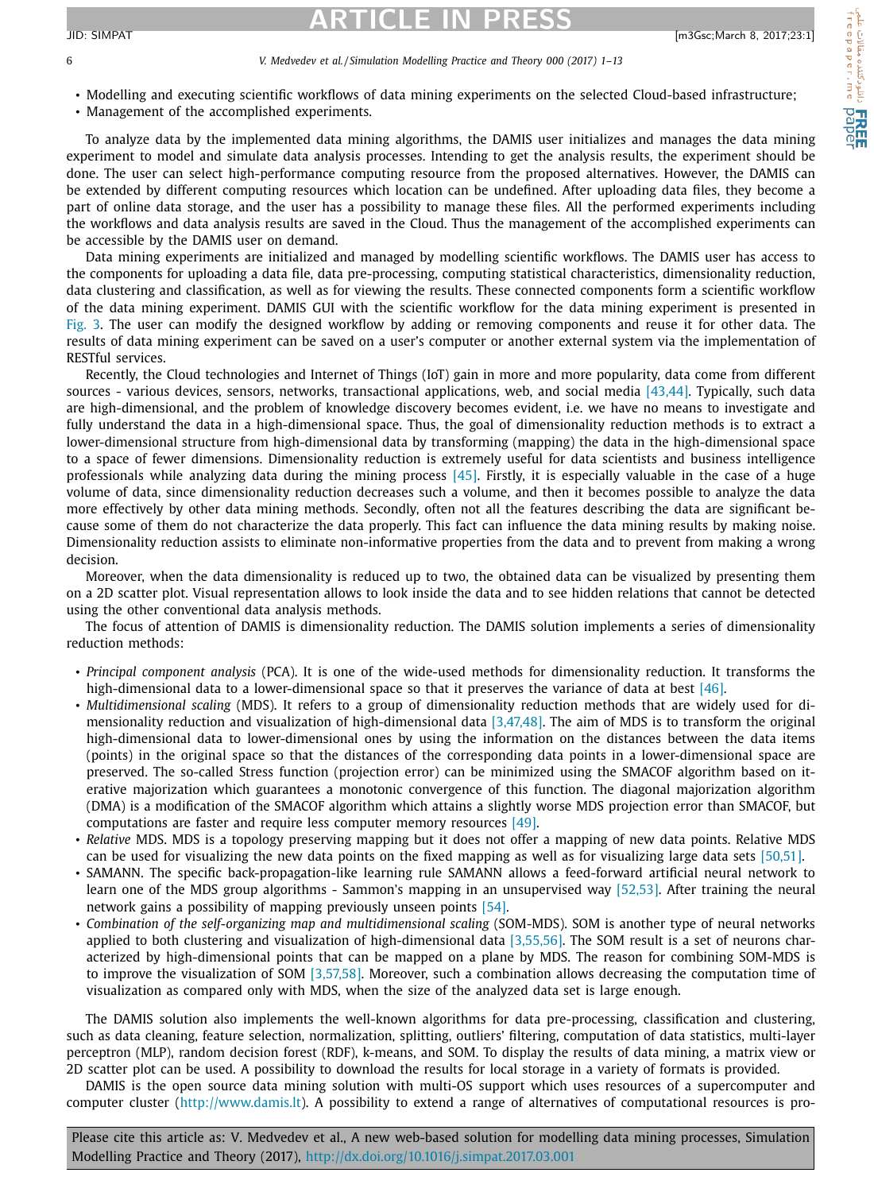- Modelling and executing scientific workflows of data mining experiments on the selected Cloud-based infrastructure;
- Management of the accomplished experiments.

To analyze data by the implemented data mining algorithms, the DAMIS user initializes and manages the data mining experiment to model and simulate data analysis processes. Intending to get the analysis results, the experiment should be done. The user can select high-performance computing resource from the proposed alternatives. However, the DAMIS can be extended by different computing resources which location can be undefined. After uploading data files, they become a part of online data storage, and the user has a possibility to manage these files. All the performed experiments including the workflows and data analysis results are saved in the Cloud. Thus the management of the accomplished experiments can be accessible by the DAMIS user on demand.

Data mining experiments are initialized and managed by modelling scientific workflows. The DAMIS user has access to the components for uploading a data file, data pre-processing, computing statistical characteristics, dimensionality reduction, data clustering and classification, as well as for viewing the results. These connected components form a scientific workflow of the data mining experiment. DAMIS GUI with the scientific workflow for the data mining experiment is presented in Fig. 3. The user can modify the designed workflow by adding or removing components and reuse it for other data. The results of data mining experiment can be saved on a user's computer or another external system via the implementation of RESTful services.

Recently, the Cloud technologies and Internet of Things (IoT) gain in more and more popularity, data come from different sources - various devices, sensors, networks, transactional applications, web, and social media [43,44]. Typically, such data are high-dimensional, and the problem of knowledge discovery becomes evident, i.e. we have no means to investigate and fully understand the data in a high-dimensional space. Thus, the goal of dimensionality reduction methods is to extract a lower-dimensional structure from high-dimensional data by transforming (mapping) the data in the high-dimensional space to a space of fewer dimensions. Dimensionality reduction is extremely useful for data scientists and business intelligence professionals while analyzing data during the mining process [45]. Firstly, it is especially valuable in the case of a huge volume of data, since dimensionality reduction decreases such a volume, and then it becomes possible to analyze the data more effectively by other data mining methods. Secondly, often not all the features describing the data are significant because some of them do not characterize the data properly. This fact can influence the data mining results by making noise. Dimensionality reduction assists to eliminate non-informative properties from the data and to prevent from making a wrong decision.

Moreover, when the data dimensionality is reduced up to two, the obtained data can be visualized by presenting them on a 2D scatter plot. Visual representation allows to look inside the data and to see hidden relations that cannot be detected using the other conventional data analysis methods.

The focus of attention of DAMIS is dimensionality reduction. The DAMIS solution implements a series of dimensionality reduction methods:

- *Principal component analysis* (PCA). It is one of the wide-used methods for dimensionality reduction. It transforms the high-dimensional data to a lower-dimensional space so that it preserves the variance of data at best [46].
- *Multidimensional scaling* (MDS). It refers to a group of dimensionality reduction methods that are widely used for dimensionality reduction and visualization of high-dimensional data [3,47,48]. The aim of MDS is to transform the original high-dimensional data to lower-dimensional ones by using the information on the distances between the data items (points) in the original space so that the distances of the corresponding data points in a lower-dimensional space are preserved. The so-called Stress function (projection error) can be minimized using the SMACOF algorithm based on iterative majorization which guarantees a monotonic convergence of this function. The diagonal majorization algorithm (DMA) is a modification of the SMACOF algorithm which attains a slightly worse MDS projection error than SMACOF, but computations are faster and require less computer memory resources [49].
- *Relative* MDS. MDS is a topology preserving mapping but it does not offer a mapping of new data points. Relative MDS can be used for visualizing the new data points on the fixed mapping as well as for visualizing large data sets [50,51].
- SAMANN. The specific back-propagation-like learning rule SAMANN allows a feed-forward artificial neural network to learn one of the MDS group algorithms - Sammon's mapping in an unsupervised way [52,53]. After training the neural network gains a possibility of mapping previously unseen points [54].
- *Combination of the self-organizing map and multidimensional scaling* (SOM-MDS). SOM is another type of neural networks applied to both clustering and visualization of high-dimensional data [3,55,56]. The SOM result is a set of neurons characterized by high-dimensional points that can be mapped on a plane by MDS. The reason for combining SOM-MDS is to improve the visualization of SOM [3,57,58]. Moreover, such a combination allows decreasing the computation time of visualization as compared only with MDS, when the size of the analyzed data set is large enough.

The DAMIS solution also implements the well-known algorithms for data pre-processing, classification and clustering, such as data cleaning, feature selection, normalization, splitting, outliers' filtering, computation of data statistics, multi-layer perceptron (MLP), random decision forest (RDF), k-means, and SOM. To display the results of data mining, a matrix view or 2D scatter plot can be used. A possibility to download the results for local storage in a variety of formats is provided.

DAMIS is the open source data mining solution with multi-OS support which uses resources of a supercomputer and computer cluster (http://www.damis.lt). A possibility to extend a range of alternatives of computational resources is pro-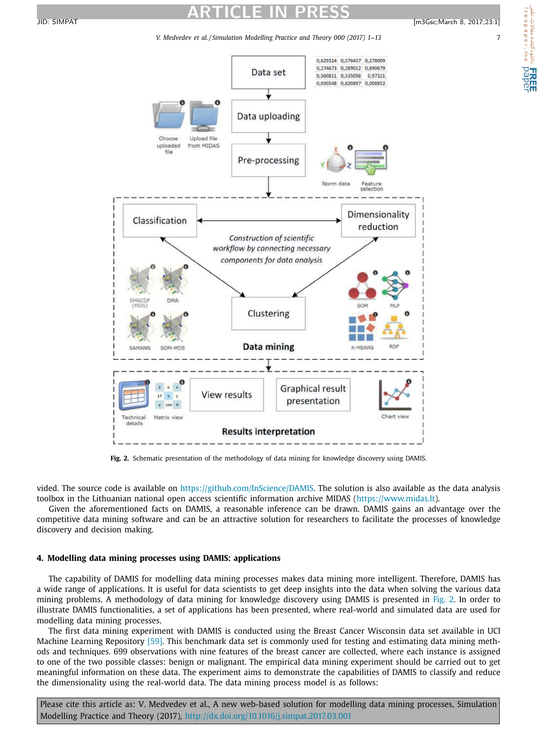Fig. 2. Schematic presentation of the methodology of data mining for knowledge discovery using DAMIS.

vided. The source code is available on https://github.com/InScience/DAMIS. The solution is also available as the data analysis toolbox in the Lithuanian national open access scientific information archive MIDAS (https://www.midas.lt).

Given the aforementioned facts on DAMIS, a reasonable inference can be drawn. DAMIS gains an advantage over the competitive data mining software and can be an attractive solution for researchers to facilitate the processes of knowledge discovery and decision making.

## 4. Modelling data mining processes using DAMIS: applications

The capability of DAMIS for modelling data mining processes makes data mining more intelligent. Therefore, DAMIS has a wide range of applications. It is useful for data scientists to get deep insights into the data when solving the various data mining problems. A methodology of data mining for knowledge discovery using DAMIS is presented in Fig. 2. In order to illustrate DAMIS functionalities, a set of applications has been presented, where real-world and simulated data are used for modelling data mining processes.

The first data mining experiment with DAMIS is conducted using the Breast Cancer Wisconsin data set available in UCI Machine Learning Repository [59]. This benchmark data set is commonly used for testing and estimating data mining methods and techniques. 699 observations with nine features of the breast cancer are collected, where each instance is assigned to one of the two possible classes: benign or malignant. The empirical data mining experiment should be carried out to get meaningful information on these data. The experiment aims to demonstrate the capabilities of DAMIS to classify and reduce the dimensionality using the real-world data. The data mining process model is as follows: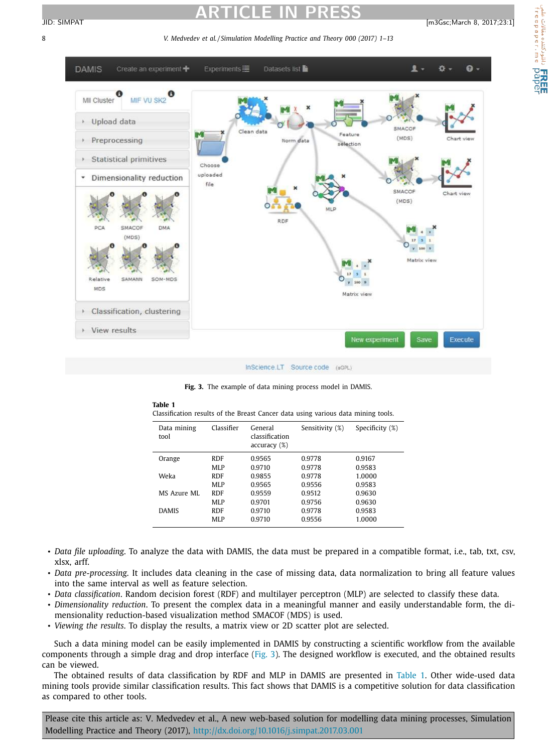Fig. 3. The example of data mining process model in DAMIS.

**Table 1**
Classification results of the Breast Cancer data using various data mining tools.

| Data mining tool | Classifier | General classification accuracy (%) | Sensitivity (%) | Specificity (%) |
|---|---|---|---|---|
| Orange | RDF | 0.9565 | 0.9778 | 0.9167 |
| | MLP | 0.9710 | 0.9778 | 0.9583 |
| Weka | RDF | 0.9855 | 0.9778 | 1.0000 |
| | MLP | 0.9565 | 0.9556 | 0.9583 |
| MS Azure ML | RDF | 0.9559 | 0.9512 | 0.9630 |
| | MLP | 0.9701 | 0.9756 | 0.9630 |
| DAMIS | RDF | 0.9710 | 0.9778 | 0.9583 |
| | MLP | 0.9710 | 0.9556 | 1.0000 |

- *Data file uploading*. To analyze the data with DAMIS, the data must be prepared in a compatible format, i.e., tab, txt, csv, xlsx, arff.
- *Data pre-processing*. It includes data cleaning in the case of missing data, data normalization to bring all feature values into the same interval as well as feature selection.
- *Data classification*. Random decision forest (RDF) and multilayer perceptron (MLP) are selected to classify these data.
- *Dimensionality reduction*. To present the complex data in a meaningful manner and easily understandable form, the dimensionality reduction-based visualization method SMACOF (MDS) is used.
- *Viewing the results*. To display the results, a matrix view or 2D scatter plot are selected.

Such a data mining model can be easily implemented in DAMIS by constructing a scientific workflow from the available components through a simple drag and drop interface (Fig. 3). The designed workflow is executed, and the obtained results can be viewed.

The obtained results of data classification by RDF and MLP in DAMIS are presented in Table 1. Other wide-used data mining tools provide similar classification results. This fact shows that DAMIS is a competitive solution for data classification as compared to other tools.

Please cite this article as: V. Medvedev et al., A new web-based solution for modelling data mining processes, Simulation Modelling Practice and Theory (2017), http://dx.doi.org/10.1016/j.simpat.2017.03.001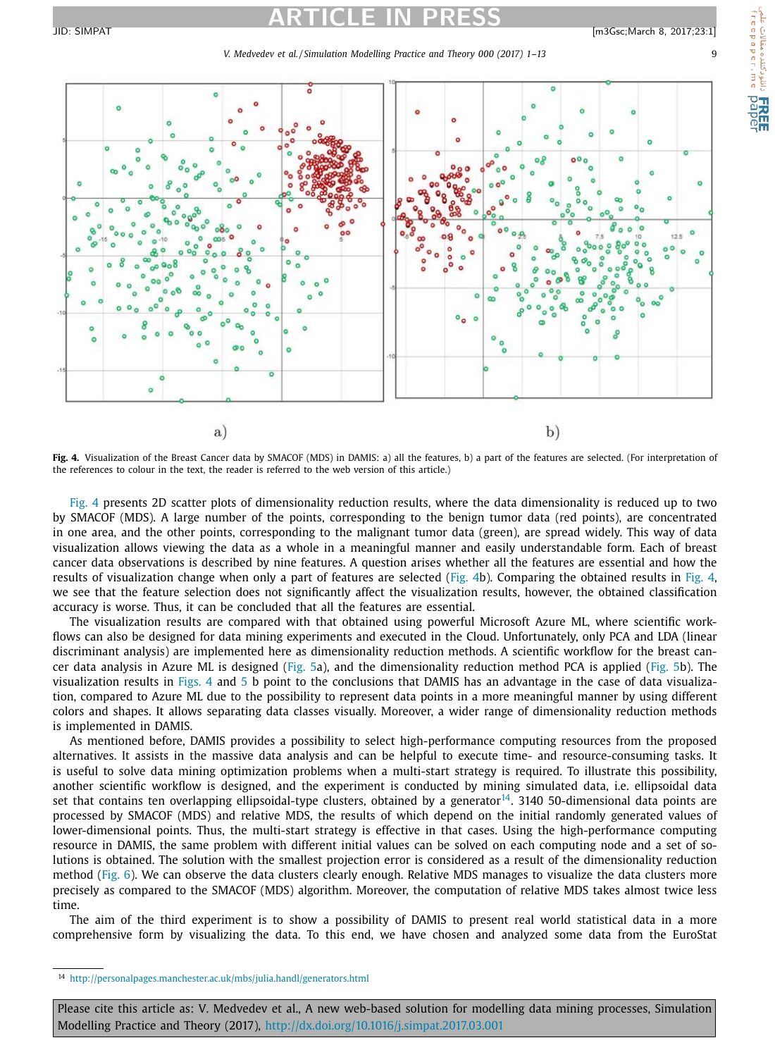a)

b)

**Fig. 4.** Visualization of the Breast Cancer data by SMACOF (MDS) in DAMIS: a) all the features, b) a part of the features are selected. (For interpretation of the references to colour in the text, the reader is referred to the web version of this article.)

Fig. 4 presents 2D scatter plots of dimensionality reduction results, where the data dimensionality is reduced up to two by SMACOF (MDS). A large number of the points, corresponding to the benign tumor data (red points), are concentrated in one area, and the other points, corresponding to the malignant tumor data (green), are spread widely. This way of data visualization allows viewing the data as a whole in a meaningful manner and easily understandable form. Each of breast cancer data observations is described by nine features. A question arises whether all the features are essential and how the results of visualization change when only a part of features are selected (Fig. 4b). Comparing the obtained results in Fig. 4, we see that the feature selection does not significantly affect the visualization results, however, the obtained classification accuracy is worse. Thus, it can be concluded that all the features are essential.

The visualization results are compared with that obtained using powerful Microsoft Azure ML, where scientific workflows can also be designed for data mining experiments and executed in the Cloud. Unfortunately, only PCA and LDA (linear discriminant analysis) are implemented here as dimensionality reduction methods. A scientific workflow for the breast cancer data analysis in Azure ML is designed (Fig. 5a), and the dimensionality reduction method PCA is applied (Fig. 5b). The visualization results in Figs. 4 and 5 b point to the conclusions that DAMIS has an advantage in the case of data visualization, compared to Azure ML due to the possibility to represent data points in a more meaningful manner by using different colors and shapes. It allows separating data classes visually. Moreover, a wider range of dimensionality reduction methods is implemented in DAMIS.

As mentioned before, DAMIS provides a possibility to select high-performance computing resources from the proposed alternatives. It assists in the massive data analysis and can be helpful to execute time- and resource-consuming tasks. It is useful to solve data mining optimization problems when a multi-start strategy is required. To illustrate this possibility, another scientific workflow is designed, and the experiment is conducted by mining simulated data, i.e. ellipsoidal data set that contains ten overlapping ellipsoidal-type clusters, obtained by a generator[14]. 3140 50-dimensional data points are processed by SMACOF (MDS) and relative MDS, the results of which depend on the initial randomly generated values of lower-dimensional points. Thus, the multi-start strategy is effective in that cases. Using the high-performance computing resource in DAMIS, the same problem with different initial values can be solved on each computing node and a set of solutions is obtained. The solution with the smallest projection error is considered as a result of the dimensionality reduction method (Fig. 6). We can observe the data clusters clearly enough. Relative MDS manages to visualize the data clusters more precisely as compared to the SMACOF (MDS) algorithm. Moreover, the computation of relative MDS takes almost twice less time.

The aim of the third experiment is to show a possibility of DAMIS to present real world statistical data in a more comprehensive form by visualizing the data. To this end, we have chosen and analyzed some data from the EuroStat

[14] http://personalpages.manchester.ac.uk/mbs/julia.handl/generators.html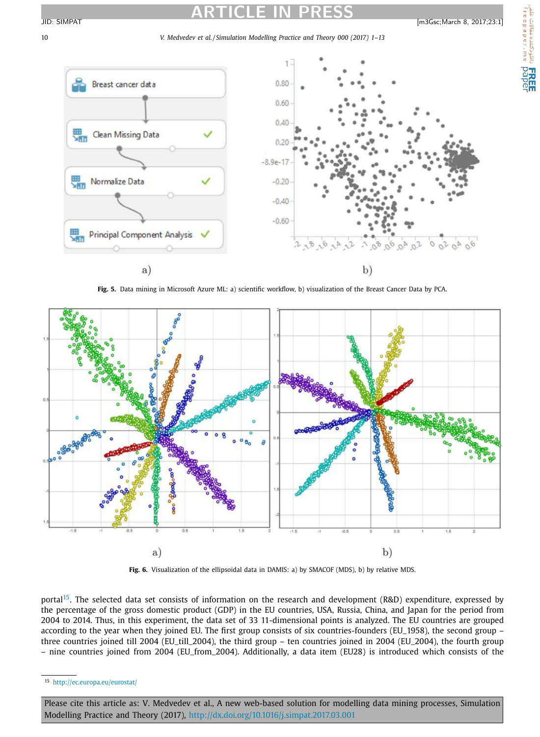Fig. 5. Data mining in Microsoft Azure ML: a) scientific workflow, b) visualization of the Breast Cancer Data by PCA.

Fig. 6. Visualization of the ellipsoidal data in DAMIS: a) by SMACOF (MDS), b) by relative MDS.

portal[15]. The selected data set consists of information on the research and development (R&D) expenditure, expressed by the percentage of the gross domestic product (GDP) in the EU countries, USA, Russia, China, and Japan for the period from 2004 to 2014. Thus, in this experiment, the data set of 33 11-dimensional points is analyzed. The EU countries are grouped according to the year when they joined EU. The first group consists of six countries-founders (EU_1958), the second group – three countries joined till 2004 (EU_till_2004), the third group – ten countries joined in 2004 (EU_2004), the fourth group – nine countries joined from 2004 (EU_from_2004). Additionally, a data item (EU28) is introduced which consists of the

[15] http://ec.europa.eu/eurostat/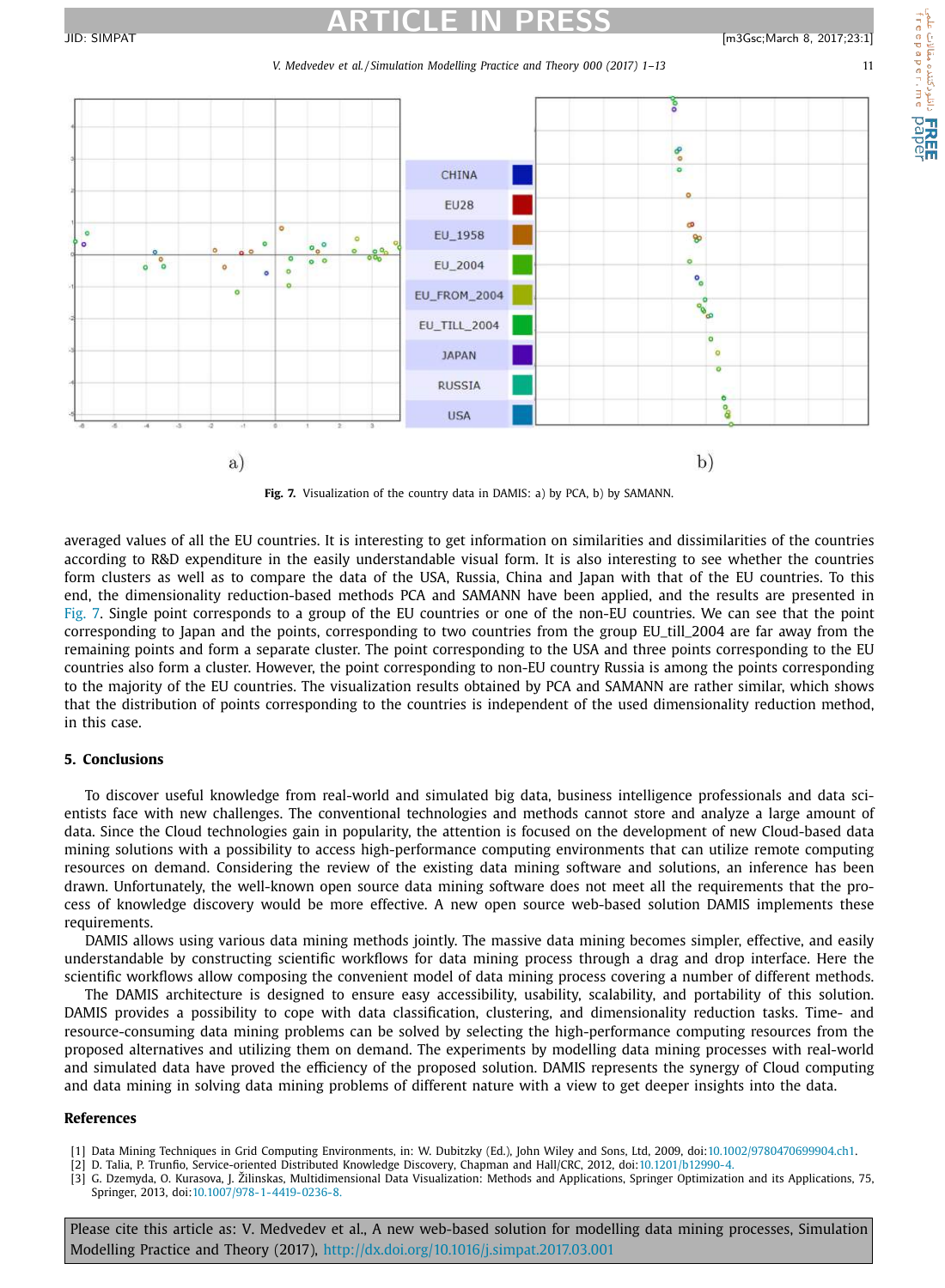CHINA
EU28
EU_1958
EU_2004
EU_FROM_2004
EU_TILL_2004
JAPAN
RUSSIA
USA

a)

b)

**Fig. 7.** Visualization of the country data in DAMIS: a) by PCA, b) by SAMANN.

averaged values of all the EU countries. It is interesting to get information on similarities and dissimilarities of the countries according to R&D expenditure in the easily understandable visual form. It is also interesting to see whether the countries form clusters as well as to compare the data of the USA, Russia, China and Japan with that of the EU countries. To this end, the dimensionality reduction-based methods PCA and SAMANN have been applied, and the results are presented in Fig. 7. Single point corresponds to a group of the EU countries or one of the non-EU countries. We can see that the point corresponding to Japan and the points, corresponding to two countries from the group EU_till_2004 are far away from the remaining points and form a separate cluster. The point corresponding to the USA and three points corresponding to the EU countries also form a cluster. However, the point corresponding to non-EU country Russia is among the points corresponding to the majority of the EU countries. The visualization results obtained by PCA and SAMANN are rather similar, which shows that the distribution of points corresponding to the countries is independent of the used dimensionality reduction method, in this case.

## 5. Conclusions

To discover useful knowledge from real-world and simulated big data, business intelligence professionals and data scientists face with new challenges. The conventional technologies and methods cannot store and analyze a large amount of data. Since the Cloud technologies gain in popularity, the attention is focused on the development of new Cloud-based data mining solutions with a possibility to access high-performance computing environments that can utilize remote computing resources on demand. Considering the review of the existing data mining software and solutions, an inference has been drawn. Unfortunately, the well-known open source data mining software does not meet all the requirements that the process of knowledge discovery would be more effective. A new open source web-based solution DAMIS implements these requirements.

DAMIS allows using various data mining methods jointly. The massive data mining becomes simpler, effective, and easily understandable by constructing scientific workflows for data mining process through a drag and drop interface. Here the scientific workflows allow composing the convenient model of data mining process covering a number of different methods.

The DAMIS architecture is designed to ensure easy accessibility, usability, scalability, and portability of this solution. DAMIS provides a possibility to cope with data classification, clustering, and dimensionality reduction tasks. Time- and resource-consuming data mining problems can be solved by selecting the high-performance computing resources from the proposed alternatives and utilizing them on demand. The experiments by modelling data mining processes with real-world and simulated data have proved the efficiency of the proposed solution. DAMIS represents the synergy of Cloud computing and data mining in solving data mining problems of different nature with a view to get deeper insights into the data.

## References

[1] Data Mining Techniques in Grid Computing Environments, in: W. Dubitzky (Ed.), John Wiley and Sons, Ltd, 2009, doi:10.1002/9780470699904.ch1.
[2] D. Talia, P. Trunfio, Service-oriented Distributed Knowledge Discovery, Chapman and Hall/CRC, 2012, doi:10.1201/b12990-4.
[3] G. Dzemyda, O. Kurasova, J. Žilinskas, Multidimensional Data Visualization: Methods and Applications, Springer Optimization and its Applications, 75, Springer, 2013, doi:10.1007/978-1-4419-0236-8.

Please cite this article as: V. Medvedev et al., A new web-based solution for modelling data mining processes, Simulation Modelling Practice and Theory (2017), http://dx.doi.org/10.1016/j.simpat.2017.03.001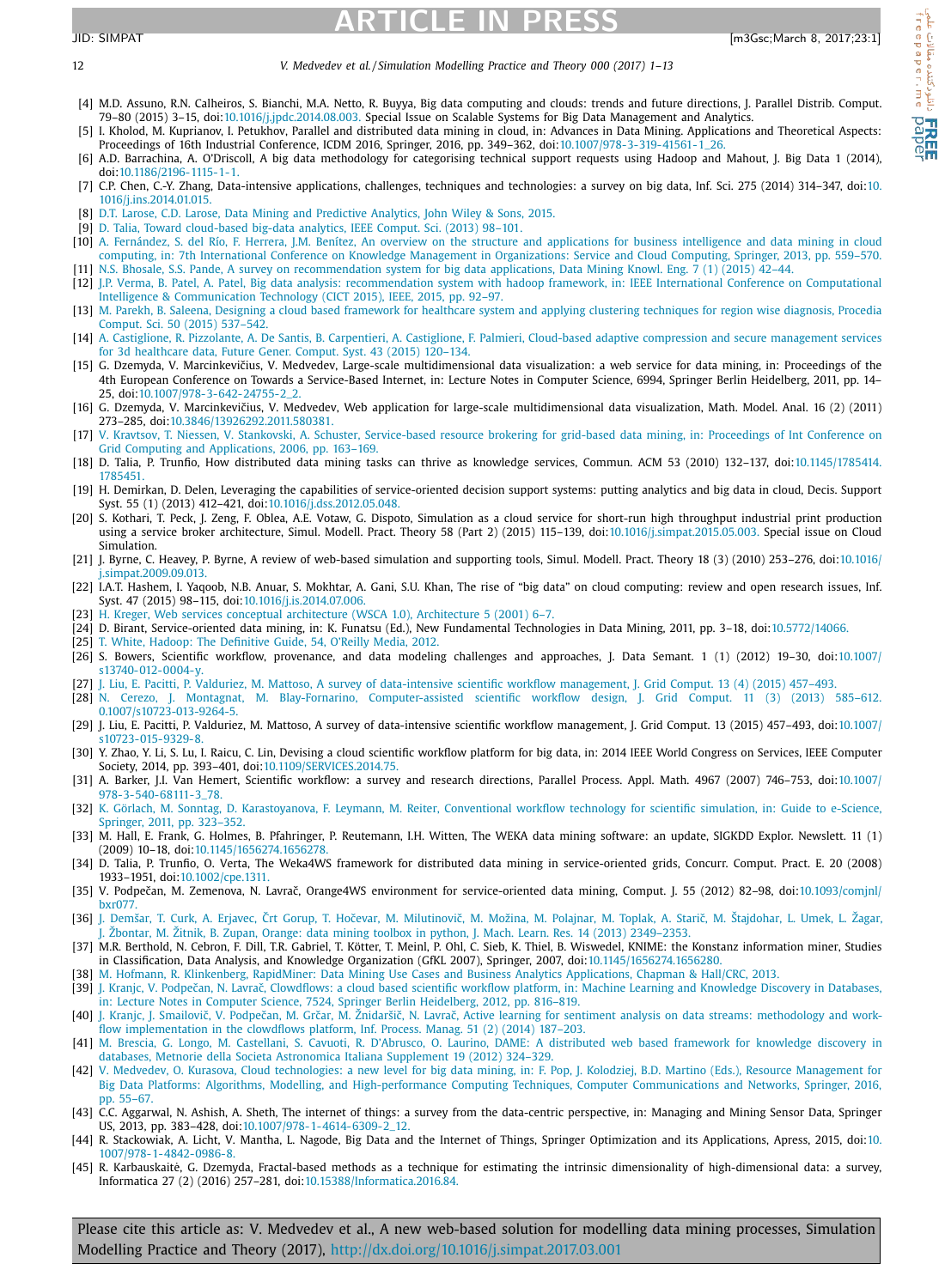[4] M.D. Assuno, R.N. Calheiros, S. Bianchi, M.A. Netto, R. Buyya, Big data computing and clouds: trends and future directions, J. Parallel Distrib. Comput. 79–80 (2015) 3–15, doi:10.1016/j.jpdc.2014.08.003. Special Issue on Scalable Systems for Big Data Management and Analytics.

[5] I. Kholod, M. Kuprianov, I. Petukhov, Parallel and distributed data mining in cloud, in: Advances in Data Mining. Applications and Theoretical Aspects: Proceedings of 16th Industrial Conference, ICDM 2016, Springer, 2016, pp. 349–362, doi:10.1007/978-3-319-41561-1_26.

[6] A.D. Barrachina, A. O'Driscoll, A big data methodology for categorising technical support requests using Hadoop and Mahout, J. Big Data 1 (2014), doi:10.1186/2196-1115-1-1.

[7] C.P. Chen, C.-Y. Zhang, Data-intensive applications, challenges, techniques and technologies: a survey on big data, Inf. Sci. 275 (2014) 314–347, doi:10.1016/j.ins.2014.01.015.

[8] D.T. Larose, C.D. Larose, Data Mining and Predictive Analytics, John Wiley & Sons, 2015.

[9] D. Talia, Toward cloud-based big-data analytics, IEEE Comput. Sci. (2013) 98–101.

[10] A. Fernández, S. del Río, F. Herrera, J.M. Benítez, An overview on the structure and applications for business intelligence and data mining in cloud computing, in: 7th International Conference on Knowledge Management in Organizations: Service and Cloud Computing, Springer, 2013, pp. 559–570.

[11] N.S. Bhosale, S.S. Pande, A survey on recommendation system for big data applications, Data Mining Knowl. Eng. 7 (1) (2015) 42–44.

[12] J.P. Verma, B. Patel, A. Patel, Big data analysis: recommendation system with hadoop framework, in: IEEE International Conference on Computational Intelligence & Communication Technology (CICT 2015), IEEE, 2015, pp. 92–97.

[13] M. Parekh, B. Saleena, Designing a cloud based framework for healthcare system and applying clustering techniques for region wise diagnosis, Procedia Comput. Sci. 50 (2015) 537–542.

[14] A. Castiglione, R. Pizzolante, A. De Santis, B. Carpentieri, A. Castiglione, F. Palmieri, Cloud-based adaptive compression and secure management services for 3d healthcare data, Future Gener. Comput. Syst. 43 (2015) 120–134.

[15] G. Dzemyda, V. Marcinkevičius, V. Medvedev, Large-scale multidimensional data visualization: a web service for data mining, in: Proceedings of the 4th European Conference on Towards a Service-Based Internet, in: Lecture Notes in Computer Science, 6994, Springer Berlin Heidelberg, 2011, pp. 14–25, doi:10.1007/978-3-642-24755-2_2.

[16] G. Dzemyda, V. Marcinkevičius, V. Medvedev, Web application for large-scale multidimensional data visualization, Math. Model. Anal. 16 (2) (2011) 273–285, doi:10.3846/13926292.2011.580381.

[17] V. Kravtsov, T. Niessen, V. Stankovski, A. Schuster, Service-based resource brokering for grid-based data mining, in: Proceedings of Int Conference on Grid Computing and Applications, 2006, pp. 163–169.

[18] D. Talia, P. Trunfio, How distributed data mining tasks can thrive as knowledge services, Commun. ACM 53 (2010) 132–137, doi:10.1145/1785414.1785451.

[19] H. Demirkan, D. Delen, Leveraging the capabilities of service-oriented decision support systems: putting analytics and big data in cloud, Decis. Support Syst. 55 (1) (2013) 412–421, doi:10.1016/j.dss.2012.05.048.

[20] S. Kothari, T. Peck, J. Zeng, F. Oblea, A.E. Votaw, G. Dispoto, Simulation as a cloud service for short-run high throughput industrial print production using a service broker architecture, Simul. Modell. Pract. Theory 58 (Part 2) (2015) 115–139, doi:10.1016/j.simpat.2015.05.003. Special issue on Cloud Simulation.

[21] J. Byrne, C. Heavey, P. Byrne, A review of web-based simulation and supporting tools, Simul. Modell. Pract. Theory 18 (3) (2010) 253–276, doi:10.1016/j.simpat.2009.09.013.

[22] I.A.T. Hashem, I. Yaqoob, N.B. Anuar, S. Mokhtar, A. Gani, S.U. Khan, The rise of "big data" on cloud computing: review and open research issues, Inf. Syst. 47 (2015) 98–115, doi:10.1016/j.is.2014.07.006.

[23] H. Kreger, Web services conceptual architecture (WSCA 1.0), Architecture 5 (2001) 6–7.

[24] D. Birant, Service-oriented data mining, in: K. Funatsu (Ed.), New Fundamental Technologies in Data Mining, 2011, pp. 3–18, doi:10.5772/14066.

[25] T. White, Hadoop: The Definitive Guide, 54, O'Reilly Media, 2012.

[26] S. Bowers, Scientific workflow, provenance, and data modeling challenges and approaches, J. Data Semant. 1 (1) (2012) 19–30, doi:10.1007/s13740-012-0004-y.

[27] J. Liu, E. Pacitti, P. Valduriez, M. Mattoso, A survey of data-intensive scientific workflow management, J. Grid Comput. 13 (4) (2015) 457–493.

[28] N. Cerezo, J. Montagnat, M. Blay-Fornarino, Computer-assisted scientific workflow design, J. Grid Comput. 11 (3) (2013) 585–612. 0.1007/s10723-013-9264-5.

[29] J. Liu, E. Pacitti, P. Valduriez, M. Mattoso, A survey of data-intensive scientific workflow management, J. Grid Comput. 13 (2015) 457–493, doi:10.1007/s10723-015-9329-8.

[30] Y. Zhao, Y. Li, S. Lu, I. Raicu, C. Lin, Devising a cloud scientific workflow platform for big data, in: 2014 IEEE World Congress on Services, IEEE Computer Society, 2014, pp. 393–401, doi:10.1109/SERVICES.2014.75.

[31] A. Barker, J.I. Van Hemert, Scientific workflow: a survey and research directions, Parallel Process. Appl. Math. 4967 (2007) 746–753, doi:10.1007/978-3-540-68111-3_78.

[32] K. Görlach, M. Sonntag, D. Karastoyanova, F. Leymann, M. Reiter, Conventional workflow technology for scientific simulation, in: Guide to e-Science, Springer, 2011, pp. 323–352.

[33] M. Hall, E. Frank, G. Holmes, B. Pfahringer, P. Reutemann, I.H. Witten, The WEKA data mining software: an update, SIGKDD Explor. Newslett. 11 (1) (2009) 10–18, doi:10.1145/1656274.1656278.

[34] D. Talia, P. Trunfio, O. Verta, The Weka4WS framework for distributed data mining in service-oriented grids, Concurr. Comput. Pract. E. 20 (2008) 1933–1951, doi:10.1002/cpe.1311.

[35] V. Podpečan, M. Zemenova, N. Lavrač, Orange4WS environment for service-oriented data mining, Comput. J. 55 (2012) 82–98, doi:10.1093/comjnl/bxr077.

[36] J. Demšar, T. Curk, A. Erjavec, Črt Gorup, T. Hočevar, M. Milutinovič, M. Možina, M. Polajnar, M. Toplak, A. Starič, M. Štajdohar, L. Umek, L. Žagar, J. Žbontar, M. Žitnik, B. Zupan, Orange: data mining toolbox in python, J. Mach. Learn. Res. 14 (2013) 2349–2353.

[37] M.R. Berthold, N. Cebron, F. Dill, T.R. Gabriel, T. Kötter, T. Meinl, P. Ohl, C. Sieb, K. Thiel, B. Wiswedel, KNIME: the Konstanz information miner, Studies in Classification, Data Analysis, and Knowledge Organization (GfKL 2007), Springer, 2007, doi:10.1145/1656274.1656280.

[38] M. Hofmann, R. Klinkenberg, RapidMiner: Data Mining Use Cases and Business Analytics Applications, Chapman & Hall/CRC, 2013.

[39] J. Kranjc, V. Podpečan, N. Lavrač, Clowdflows: a cloud based scientific workflow platform, in: Machine Learning and Knowledge Discovery in Databases, in: Lecture Notes in Computer Science, 7524, Springer Berlin Heidelberg, 2012, pp. 816–819.

[40] J. Kranjc, J. Smailovič, V. Podpečan, M. Grčar, M. Žnidaršič, N. Lavrač, Active learning for sentiment analysis on data streams: methodology and workflow implementation in the clowdflows platform, Inf. Process. Manag. 51 (2) (2014) 187–203.

[41] M. Brescia, G. Longo, M. Castellani, S. Cavuoti, R. D'Abrusco, O. Laurino, DAME: A distributed web based framework for knowledge discovery in databases, Metnorie della Societa Astronomica Italiana Supplement 19 (2012) 324–329.

[42] V. Medvedev, O. Kurasova, Cloud technologies: a new level for big data mining, in: F. Pop, J. Kolodziej, B.D. Martino (Eds.), Resource Management for Big Data Platforms: Algorithms, Modelling, and High-performance Computing Techniques, Computer Communications and Networks, Springer, 2016, pp. 55–67.

[43] C.C. Aggarwal, N. Ashish, A. Sheth, The internet of things: a survey from the data-centric perspective, in: Managing and Mining Sensor Data, Springer US, 2013, pp. 383–428, doi:10.1007/978-1-4614-6309-2_12.

[44] R. Stackowiak, A. Licht, V. Mantha, L. Nagode, Big Data and the Internet of Things, Springer Optimization and its Applications, Apress, 2015, doi:10.1007/978-1-4842-0986-8.

[45] R. Karbauskaitė, G. Dzemyda, Fractal-based methods as a technique for estimating the intrinsic dimensionality of high-dimensional data: a survey, Informatica 27 (2) (2016) 257–281, doi:10.15388/Informatica.2016.84.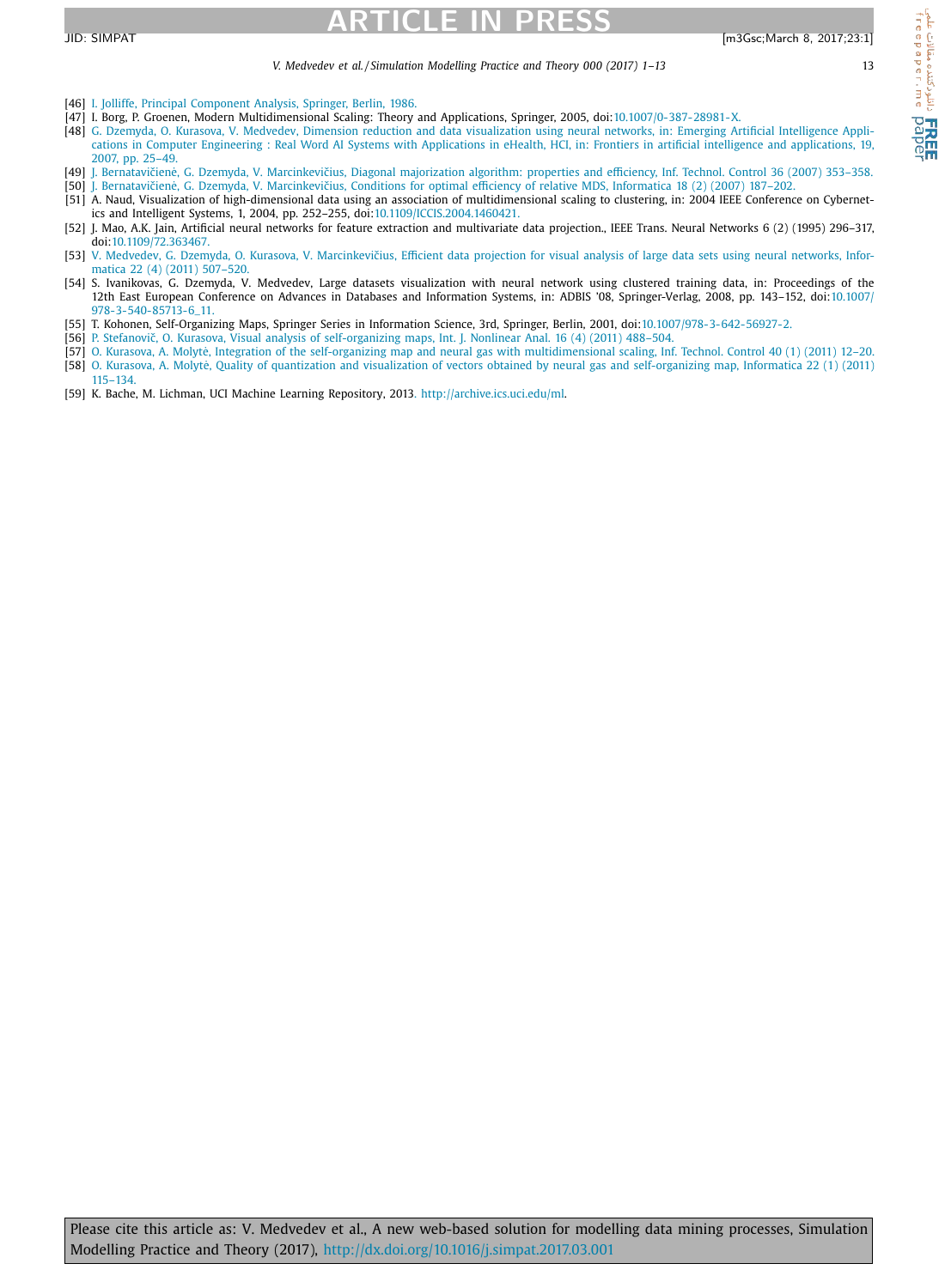[46] I. Jolliffe, Principal Component Analysis, Springer, Berlin, 1986.
[47] I. Borg, P. Groenen, Modern Multidimensional Scaling: Theory and Applications, Springer, 2005, doi:10.1007/0-387-28981-X.
[48] G. Dzemyda, O. Kurasova, V. Medvedev, Dimension reduction and data visualization using neural networks, in: Emerging Artificial Intelligence Applications in Computer Engineering : Real Word AI Systems with Applications in eHealth, HCI, in: Frontiers in artificial intelligence and applications, 19, 2007, pp. 25–49.
[49] J. Bernatavičienė, G. Dzemyda, V. Marcinkevičius, Diagonal majorization algorithm: properties and efficiency, Inf. Technol. Control 36 (2007) 353–358.
[50] J. Bernatavičienė, G. Dzemyda, V. Marcinkevičius, Conditions for optimal efficiency of relative MDS, Informatica 18 (2) (2007) 187–202.
[51] A. Naud, Visualization of high-dimensional data using an association of multidimensional scaling to clustering, in: 2004 IEEE Conference on Cybernetics and Intelligent Systems, 1, 2004, pp. 252–255, doi:10.1109/ICCIS.2004.1460421.
[52] J. Mao, A.K. Jain, Artificial neural networks for feature extraction and multivariate data projection., IEEE Trans. Neural Networks 6 (2) (1995) 296–317, doi:10.1109/72.363467.
[53] V. Medvedev, G. Dzemyda, O. Kurasova, V. Marcinkevičius, Efficient data projection for visual analysis of large data sets using neural networks, Informatica 22 (4) (2011) 507–520.
[54] S. Ivanikovas, G. Dzemyda, V. Medvedev, Large datasets visualization with neural network using clustered training data, in: Proceedings of the 12th East European Conference on Advances in Databases and Information Systems, in: ADBIS '08, Springer-Verlag, 2008, pp. 143–152, doi:10.1007/978-3-540-85713-6_11.
[55] T. Kohonen, Self-Organizing Maps, Springer Series in Information Science, 3rd, Springer, Berlin, 2001, doi:10.1007/978-3-642-56927-2.
[56] P. Stefanovič, O. Kurasova, Visual analysis of self-organizing maps, Int. J. Nonlinear Anal. 16 (4) (2011) 488–504.
[57] O. Kurasova, A. Molytė, Integration of the self-organizing map and neural gas with multidimensional scaling, Inf. Technol. Control 40 (1) (2011) 12–20.
[58] O. Kurasova, A. Molytė, Quality of quantization and visualization of vectors obtained by neural gas and self-organizing map, Informatica 22 (1) (2011) 115–134.
[59] K. Bache, M. Lichman, UCI Machine Learning Repository, 2013. http://archive.ics.uci.edu/ml.